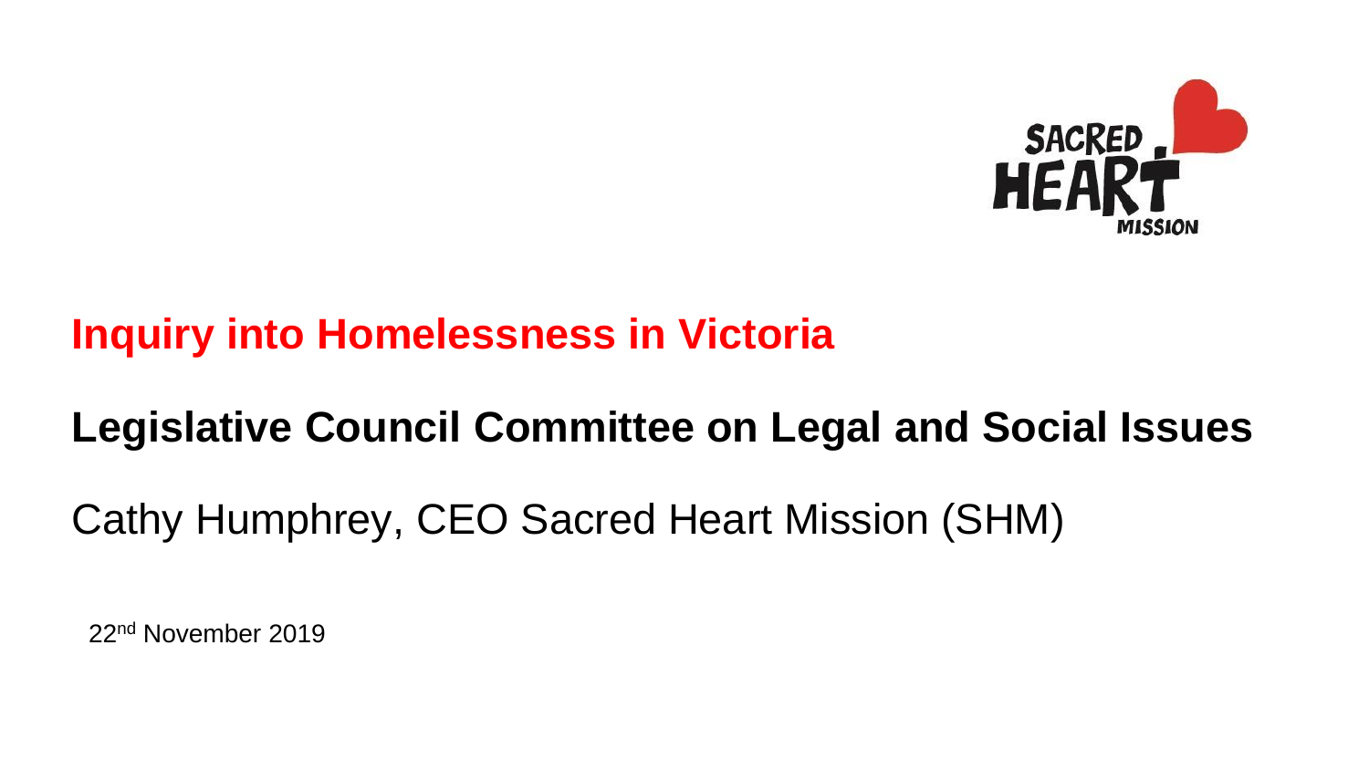SACRED HEART MISSION

# Inquiry into Homelessness in Victoria

## Legislative Council Committee on Legal and Social Issues

Cathy Humphrey, CEO Sacred Heart Mission (SHM)

22nd November 2019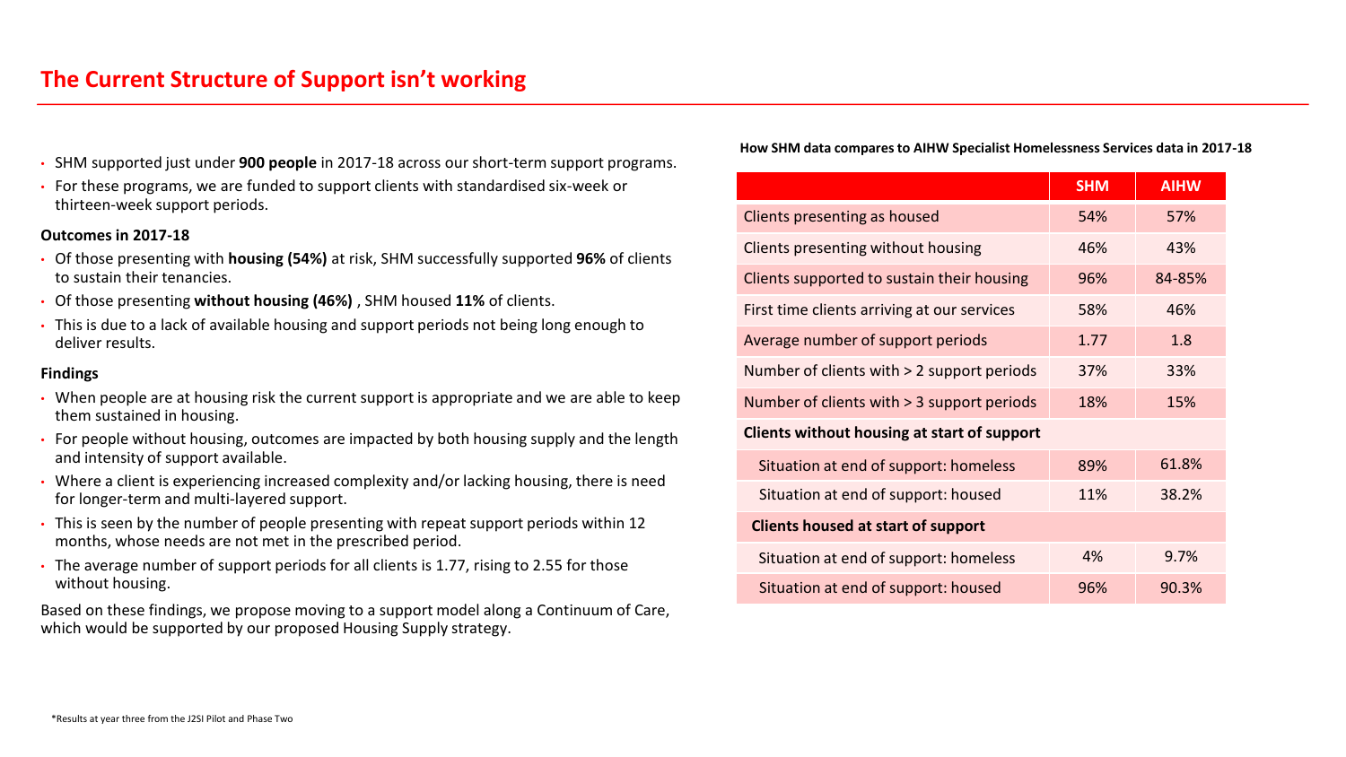# The Current Structure of Support isn't working

- SHM supported just under **900 people** in 2017-18 across our short-term support programs.
- For these programs, we are funded to support clients with standardised six-week or thirteen-week support periods.

**Outcomes in 2017-18**

- Of those presenting with **housing (54%)** at risk, SHM successfully supported **96%** of clients to sustain their tenancies.
- Of those presenting **without housing (46%)** , SHM housed **11%** of clients.
- This is due to a lack of available housing and support periods not being long enough to deliver results.

**Findings**

- When people are at housing risk the current support is appropriate and we are able to keep them sustained in housing.
- For people without housing, outcomes are impacted by both housing supply and the length and intensity of support available.
- Where a client is experiencing increased complexity and/or lacking housing, there is need for longer-term and multi-layered support.
- This is seen by the number of people presenting with repeat support periods within 12 months, whose needs are not met in the prescribed period.
- The average number of support periods for all clients is 1.77, rising to 2.55 for those without housing.

Based on these findings, we propose moving to a support model along a Continuum of Care, which would be supported by our proposed Housing Supply strategy.

**How SHM data compares to AIHW Specialist Homelessness Services data in 2017-18**

| | SHM | AIHW |
|---|---|---|
| Clients presenting as housed | 54% | 57% |
| Clients presenting without housing | 46% | 43% |
| Clients supported to sustain their housing | 96% | 84-85% |
| First time clients arriving at our services | 58% | 46% |
| Average number of support periods | 1.77 | 1.8 |
| Number of clients with > 2 support periods | 37% | 33% |
| Number of clients with > 3 support periods | 18% | 15% |
| **Clients without housing at start of support** | | |
| Situation at end of support: homeless | 89% | 61.8% |
| Situation at end of support: housed | 11% | 38.2% |
| **Clients housed at start of support** | | |
| Situation at end of support: homeless | 4% | 9.7% |
| Situation at end of support: housed | 96% | 90.3% |

*Results at year three from the J2SI Pilot and Phase Two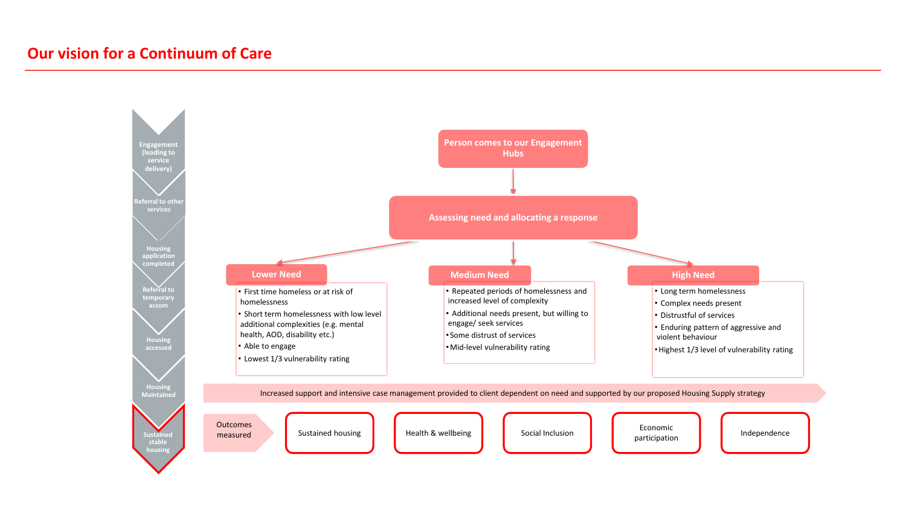# Our vision for a Continuum of Care

- Engagement (leading to service delivery)
- Referral to other services
- Housing application completed
- Referral to temporary accom
- Housing accessed
- Housing Maintained
- Sustained stable housing

**Person comes to our Engagement Hubs**

**Assessing need and allocating a response**

## Lower Need

- First time homeless or at risk of homelessness
- Short term homelessness with low level additional complexities (e.g. mental health, AOD, disability etc.)
- Able to engage
- Lowest 1/3 vulnerability rating

## Medium Need

- Repeated periods of homelessness and increased level of complexity
- Additional needs present, but willing to engage/ seek services
- Some distrust of services
- Mid-level vulnerability rating

## High Need

- Long term homelessness
- Complex needs present
- Distrustful of services
- Enduring pattern of aggressive and violent behaviour
- Highest 1/3 level of vulnerability rating

Increased support and intensive case management provided to client dependent on need and supported by our proposed Housing Supply strategy

Outcomes measured:

- Sustained housing
- Health & wellbeing
- Social Inclusion
- Economic participation
- Independence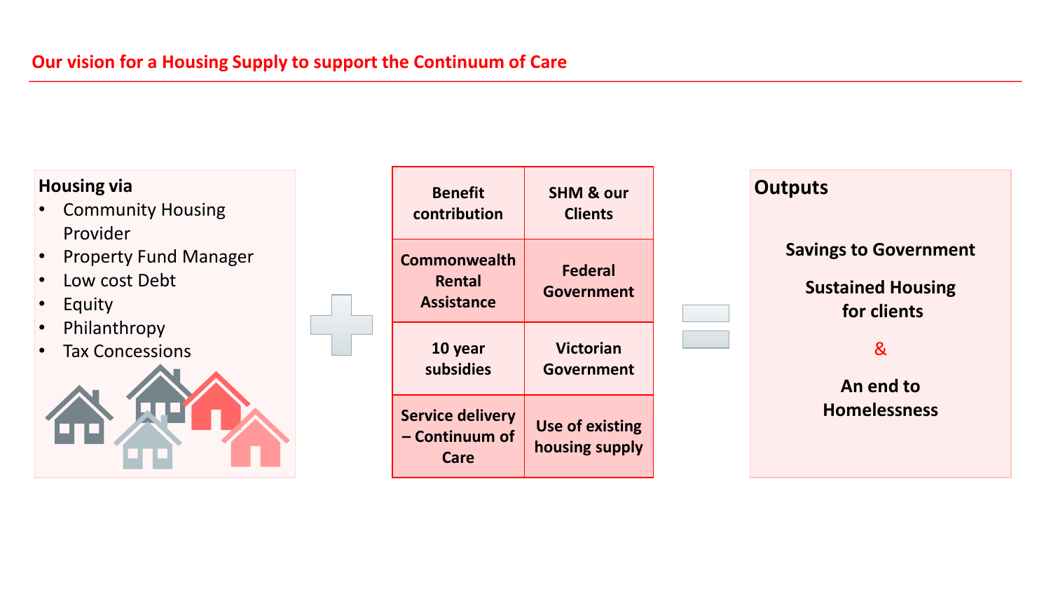## Our vision for a Housing Supply to support the Continuum of Care

**Housing via**

- Community Housing Provider
- Property Fund Manager
- Low cost Debt
- Equity
- Philanthropy
- Tax Concessions

+

| | |
|---|---|
| **Benefit contribution** | **SHM & our Clients** |
| **Commonwealth Rental Assistance** | **Federal Government** |
| **10 year subsidies** | **Victorian Government** |
| **Service delivery – Continuum of Care** | **Use of existing housing supply** |

=

**Outputs**

**Savings to Government**

**Sustained Housing for clients**

**&**

**An end to Homelessness**